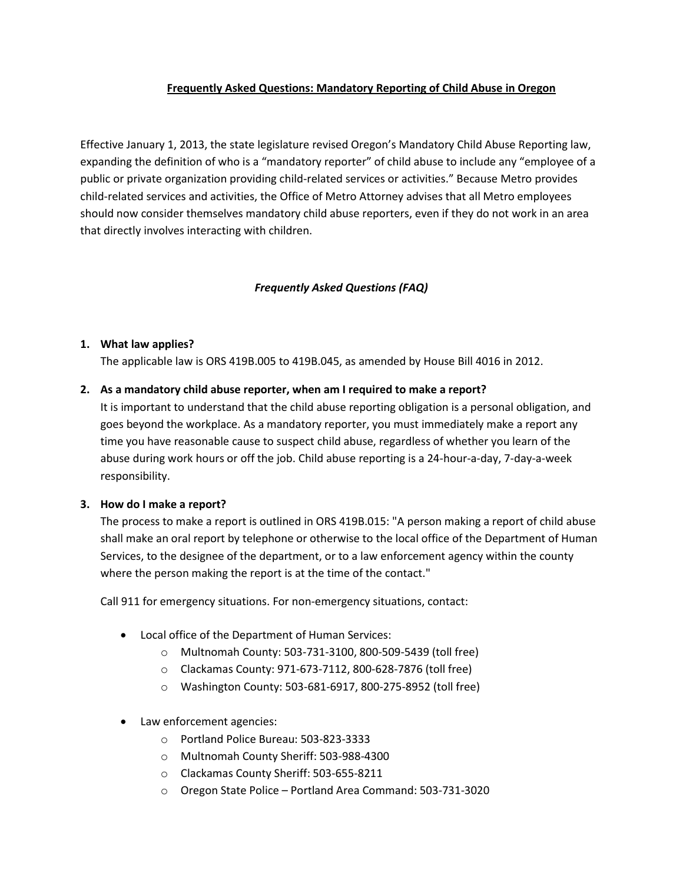# **Frequently Asked Questions: Mandatory Reporting of Child Abuse in Oregon**

Effective January 1, 2013, the state legislature revised Oregon's Mandatory Child Abuse Reporting law, expanding the definition of who is a "mandatory reporter" of child abuse to include any "employee of a public or private organization providing child-related services or activities." Because Metro provides child-related services and activities, the Office of Metro Attorney advises that all Metro employees should now consider themselves mandatory child abuse reporters, even if they do not work in an area that directly involves interacting with children.

## ***Frequently Asked Questions (FAQ)***

1. **What law applies?**
   The applicable law is ORS 419B.005 to 419B.045, as amended by House Bill 4016 in 2012.

2. **As a mandatory child abuse reporter, when am I required to make a report?**
   It is important to understand that the child abuse reporting obligation is a personal obligation, and goes beyond the workplace. As a mandatory reporter, you must immediately make a report any time you have reasonable cause to suspect child abuse, regardless of whether you learn of the abuse during work hours or off the job. Child abuse reporting is a 24-hour-a-day, 7-day-a-week responsibility.

3. **How do I make a report?**
   The process to make a report is outlined in ORS 419B.015: "A person making a report of child abuse shall make an oral report by telephone or otherwise to the local office of the Department of Human Services, to the designee of the department, or to a law enforcement agency within the county where the person making the report is at the time of the contact."

   Call 911 for emergency situations. For non-emergency situations, contact:

   - Local office of the Department of Human Services:
     - Multnomah County: 503-731-3100, 800-509-5439 (toll free)
     - Clackamas County: 971-673-7112, 800-628-7876 (toll free)
     - Washington County: 503-681-6917, 800-275-8952 (toll free)

   - Law enforcement agencies:
     - Portland Police Bureau: 503-823-3333
     - Multnomah County Sheriff: 503-988-4300
     - Clackamas County Sheriff: 503-655-8211
     - Oregon State Police – Portland Area Command: 503-731-3020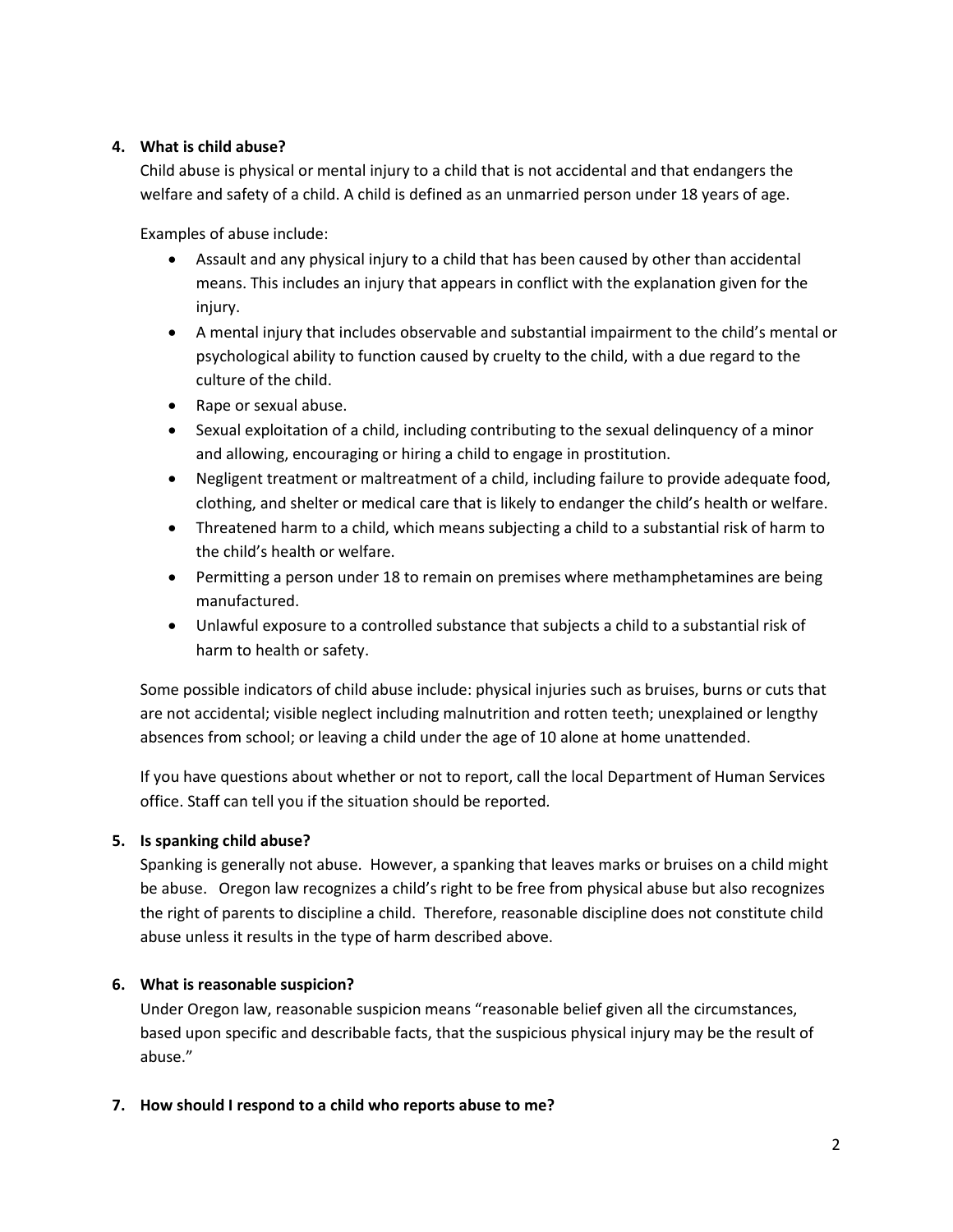**4. What is child abuse?**

Child abuse is physical or mental injury to a child that is not accidental and that endangers the welfare and safety of a child. A child is defined as an unmarried person under 18 years of age.

Examples of abuse include:

- Assault and any physical injury to a child that has been caused by other than accidental means. This includes an injury that appears in conflict with the explanation given for the injury.
- A mental injury that includes observable and substantial impairment to the child's mental or psychological ability to function caused by cruelty to the child, with a due regard to the culture of the child.
- Rape or sexual abuse.
- Sexual exploitation of a child, including contributing to the sexual delinquency of a minor and allowing, encouraging or hiring a child to engage in prostitution.
- Negligent treatment or maltreatment of a child, including failure to provide adequate food, clothing, and shelter or medical care that is likely to endanger the child's health or welfare.
- Threatened harm to a child, which means subjecting a child to a substantial risk of harm to the child's health or welfare.
- Permitting a person under 18 to remain on premises where methamphetamines are being manufactured.
- Unlawful exposure to a controlled substance that subjects a child to a substantial risk of harm to health or safety.

Some possible indicators of child abuse include: physical injuries such as bruises, burns or cuts that are not accidental; visible neglect including malnutrition and rotten teeth; unexplained or lengthy absences from school; or leaving a child under the age of 10 alone at home unattended.

If you have questions about whether or not to report, call the local Department of Human Services office. Staff can tell you if the situation should be reported.

**5. Is spanking child abuse?**

Spanking is generally not abuse. However, a spanking that leaves marks or bruises on a child might be abuse. Oregon law recognizes a child's right to be free from physical abuse but also recognizes the right of parents to discipline a child. Therefore, reasonable discipline does not constitute child abuse unless it results in the type of harm described above.

**6. What is reasonable suspicion?**

Under Oregon law, reasonable suspicion means "reasonable belief given all the circumstances, based upon specific and describable facts, that the suspicious physical injury may be the result of abuse."

**7. How should I respond to a child who reports abuse to me?**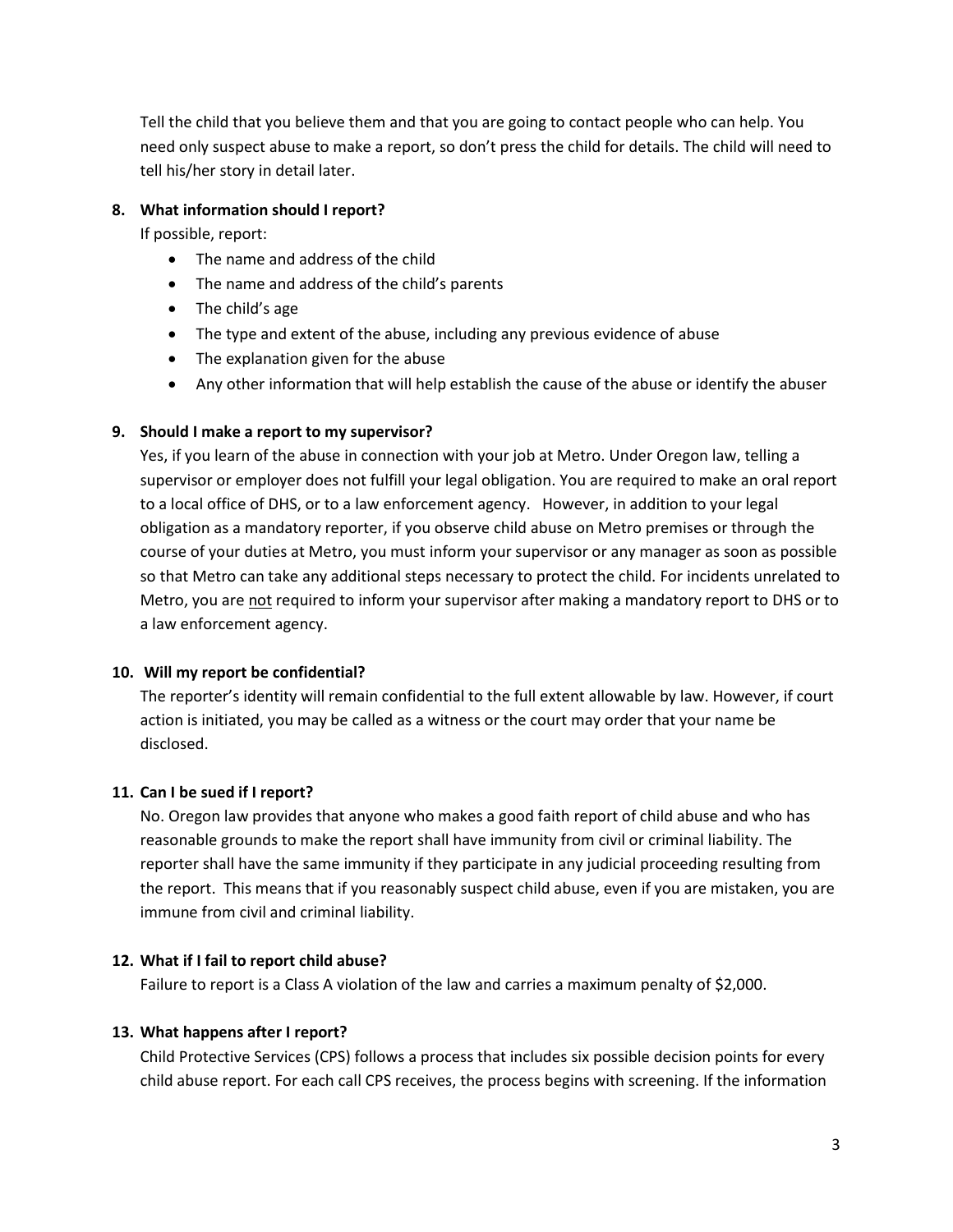Tell the child that you believe them and that you are going to contact people who can help. You need only suspect abuse to make a report, so don't press the child for details. The child will need to tell his/her story in detail later.

**8. What information should I report?**

If possible, report:

- The name and address of the child
- The name and address of the child's parents
- The child's age
- The type and extent of the abuse, including any previous evidence of abuse
- The explanation given for the abuse
- Any other information that will help establish the cause of the abuse or identify the abuser

**9. Should I make a report to my supervisor?**

Yes, if you learn of the abuse in connection with your job at Metro. Under Oregon law, telling a supervisor or employer does not fulfill your legal obligation. You are required to make an oral report to a local office of DHS, or to a law enforcement agency. However, in addition to your legal obligation as a mandatory reporter, if you observe child abuse on Metro premises or through the course of your duties at Metro, you must inform your supervisor or any manager as soon as possible so that Metro can take any additional steps necessary to protect the child. For incidents unrelated to Metro, you are <u>not</u> required to inform your supervisor after making a mandatory report to DHS or to a law enforcement agency.

**10. Will my report be confidential?**

The reporter's identity will remain confidential to the full extent allowable by law. However, if court action is initiated, you may be called as a witness or the court may order that your name be disclosed.

**11. Can I be sued if I report?**

No. Oregon law provides that anyone who makes a good faith report of child abuse and who has reasonable grounds to make the report shall have immunity from civil or criminal liability. The reporter shall have the same immunity if they participate in any judicial proceeding resulting from the report. This means that if you reasonably suspect child abuse, even if you are mistaken, you are immune from civil and criminal liability.

**12. What if I fail to report child abuse?**

Failure to report is a Class A violation of the law and carries a maximum penalty of $2,000.

**13. What happens after I report?**

Child Protective Services (CPS) follows a process that includes six possible decision points for every child abuse report. For each call CPS receives, the process begins with screening. If the information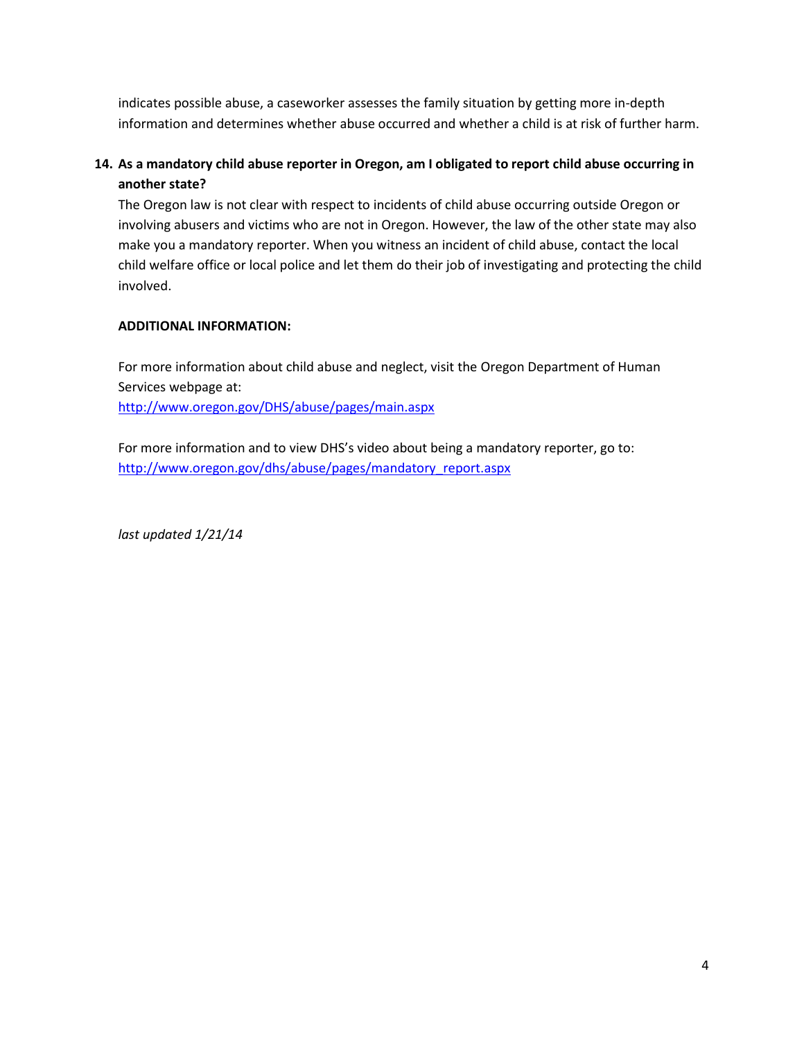indicates possible abuse, a caseworker assesses the family situation by getting more in-depth information and determines whether abuse occurred and whether a child is at risk of further harm.

**14. As a mandatory child abuse reporter in Oregon, am I obligated to report child abuse occurring in another state?**

The Oregon law is not clear with respect to incidents of child abuse occurring outside Oregon or involving abusers and victims who are not in Oregon. However, the law of the other state may also make you a mandatory reporter. When you witness an incident of child abuse, contact the local child welfare office or local police and let them do their job of investigating and protecting the child involved.

**ADDITIONAL INFORMATION:**

For more information about child abuse and neglect, visit the Oregon Department of Human Services webpage at:
[http://www.oregon.gov/DHS/abuse/pages/main.aspx](http://www.oregon.gov/DHS/abuse/pages/main.aspx)

For more information and to view DHS's video about being a mandatory reporter, go to:
[http://www.oregon.gov/dhs/abuse/pages/mandatory_report.aspx](http://www.oregon.gov/dhs/abuse/pages/mandatory_report.aspx)

*last updated 1/21/14*